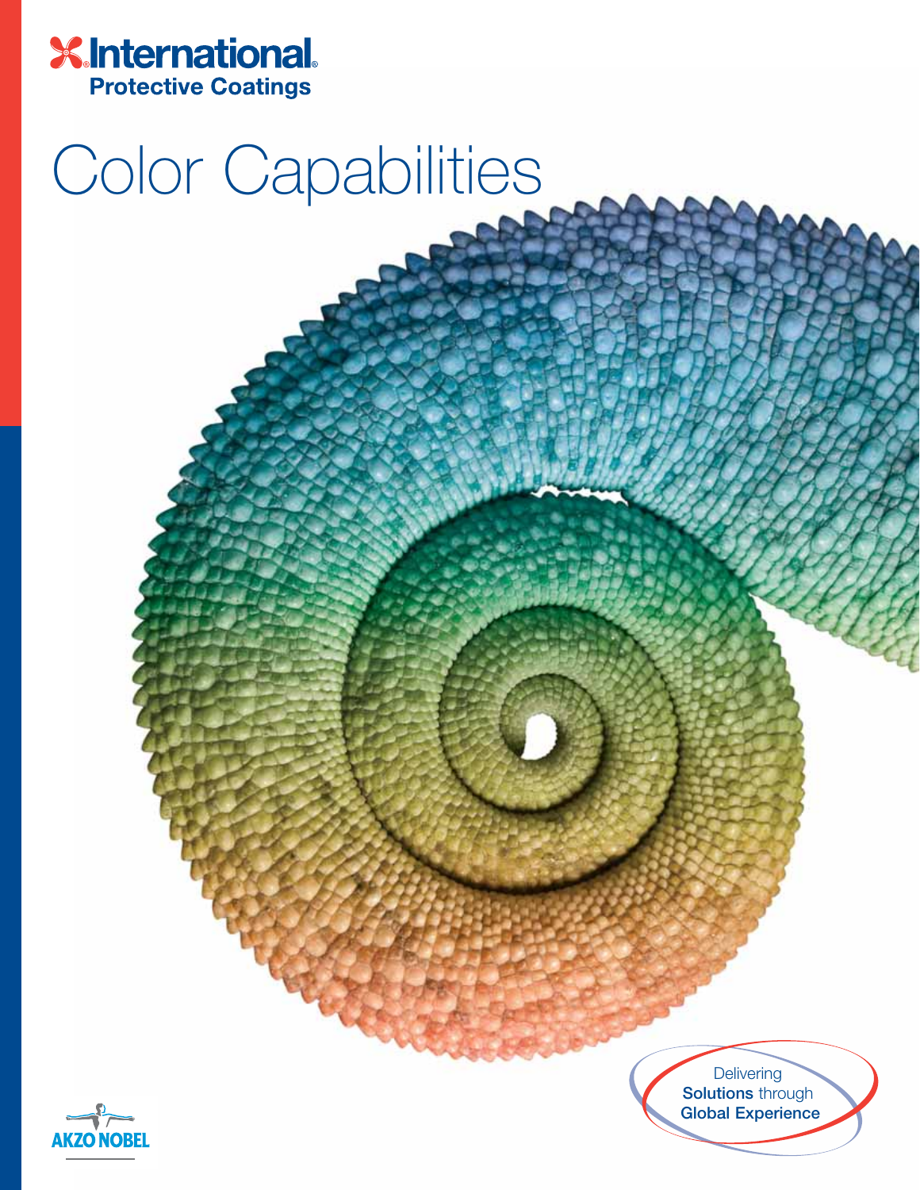International®
**Protective Coatings**

# Color Capabilities

Delivering
**Solutions** through
**Global Experience**

AKZO NOBEL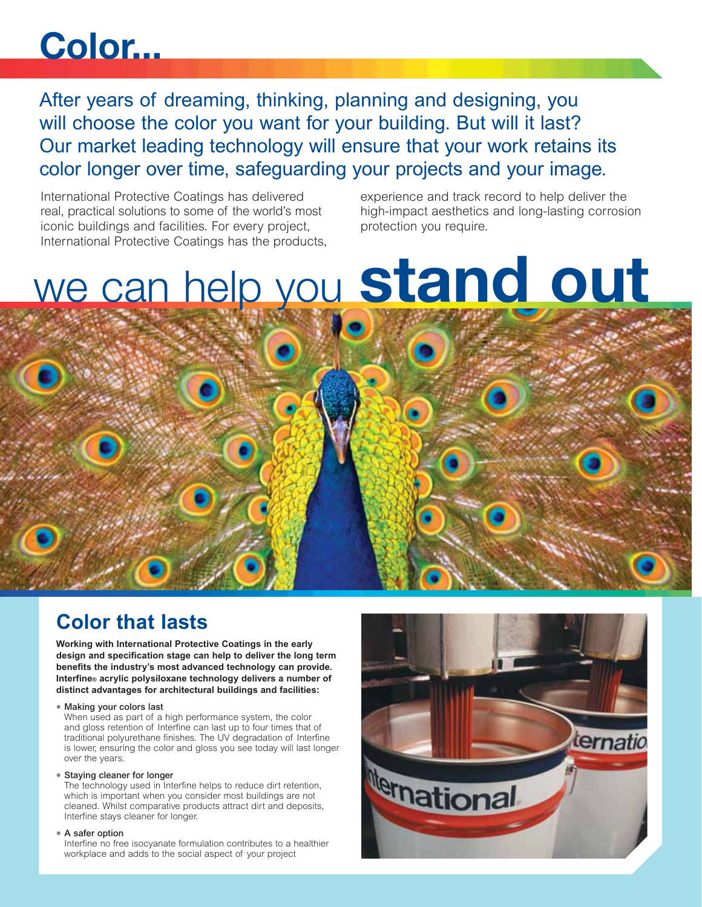# Color...

After years of dreaming, thinking, planning and designing, you will choose the color you want for your building. But will it last? Our market leading technology will ensure that your work retains its color longer over time, safeguarding your projects and your image.

International Protective Coatings has delivered real, practical solutions to some of the world's most iconic buildings and facilities. For every project, International Protective Coatings has the products, experience and track record to help deliver the high-impact aesthetics and long-lasting corrosion protection you require.

# we can help you **stand out**

## Color that lasts

**Working with International Protective Coatings in the early design and specification stage can help to deliver the long term benefits the industry's most advanced technology can provide. Interfine® acrylic polysiloxane technology delivers a number of distinct advantages for architectural buildings and facilities:**

- **Making your colors last**
  When used as part of a high performance system, the color and gloss retention of Interfine can last up to four times that of traditional polyurethane finishes. The UV degradation of Interfine is lower, ensuring the color and gloss you see today will last longer over the years.

- **Staying cleaner for longer**
  The technology used in Interfine helps to reduce dirt retention, which is important when you consider most buildings are not cleaned. Whilst comparative products attract dirt and deposits, Interfine stays cleaner for longer.

- **A safer option**
  Interfine no free isocyanate formulation contributes to a healthier workplace and adds to the social aspect of your project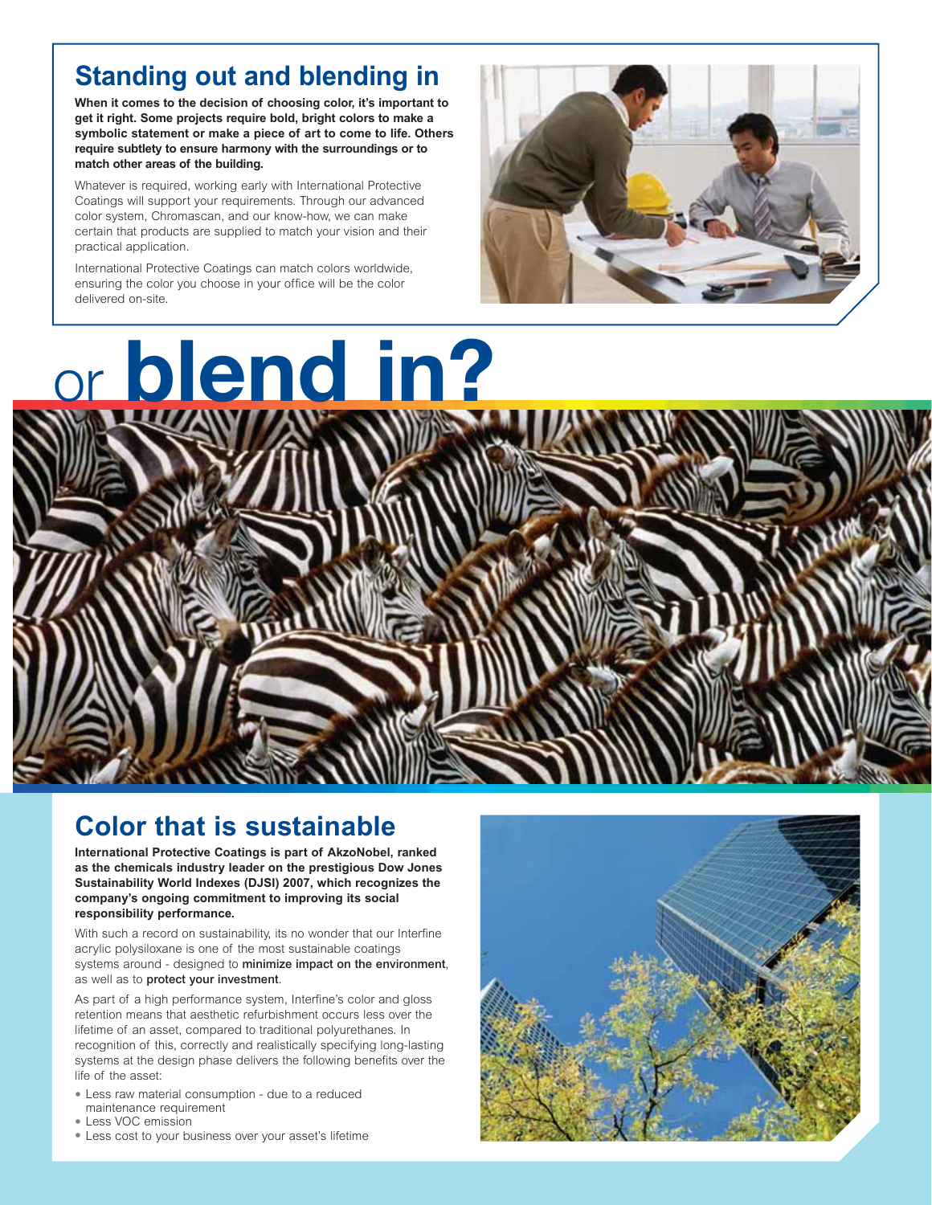## Standing out and blending in

**When it comes to the decision of choosing color, it's important to get it right. Some projects require bold, bright colors to make a symbolic statement or make a piece of art to come to life. Others require subtlety to ensure harmony with the surroundings or to match other areas of the building.**

Whatever is required, working early with International Protective Coatings will support your requirements. Through our advanced color system, Chromascan, and our know-how, we can make certain that products are supplied to match your vision and their practical application.

International Protective Coatings can match colors worldwide, ensuring the color you choose in your office will be the color delivered on-site.

# or **blend in?**

## Color that is sustainable

**International Protective Coatings is part of AkzoNobel, ranked as the chemicals industry leader on the prestigious Dow Jones Sustainability World Indexes (DJSI) 2007, which recognizes the company's ongoing commitment to improving its social responsibility performance.**

With such a record on sustainability, its no wonder that our Interfine acrylic polysiloxane is one of the most sustainable coatings systems around - designed to **minimize impact on the environment**, as well as to **protect your investment**.

As part of a high performance system, Interfine's color and gloss retention means that aesthetic refurbishment occurs less over the lifetime of an asset, compared to traditional polyurethanes. In recognition of this, correctly and realistically specifying long-lasting systems at the design phase delivers the following benefits over the life of the asset:

- Less raw material consumption - due to a reduced maintenance requirement
- Less VOC emission
- Less cost to your business over your asset's lifetime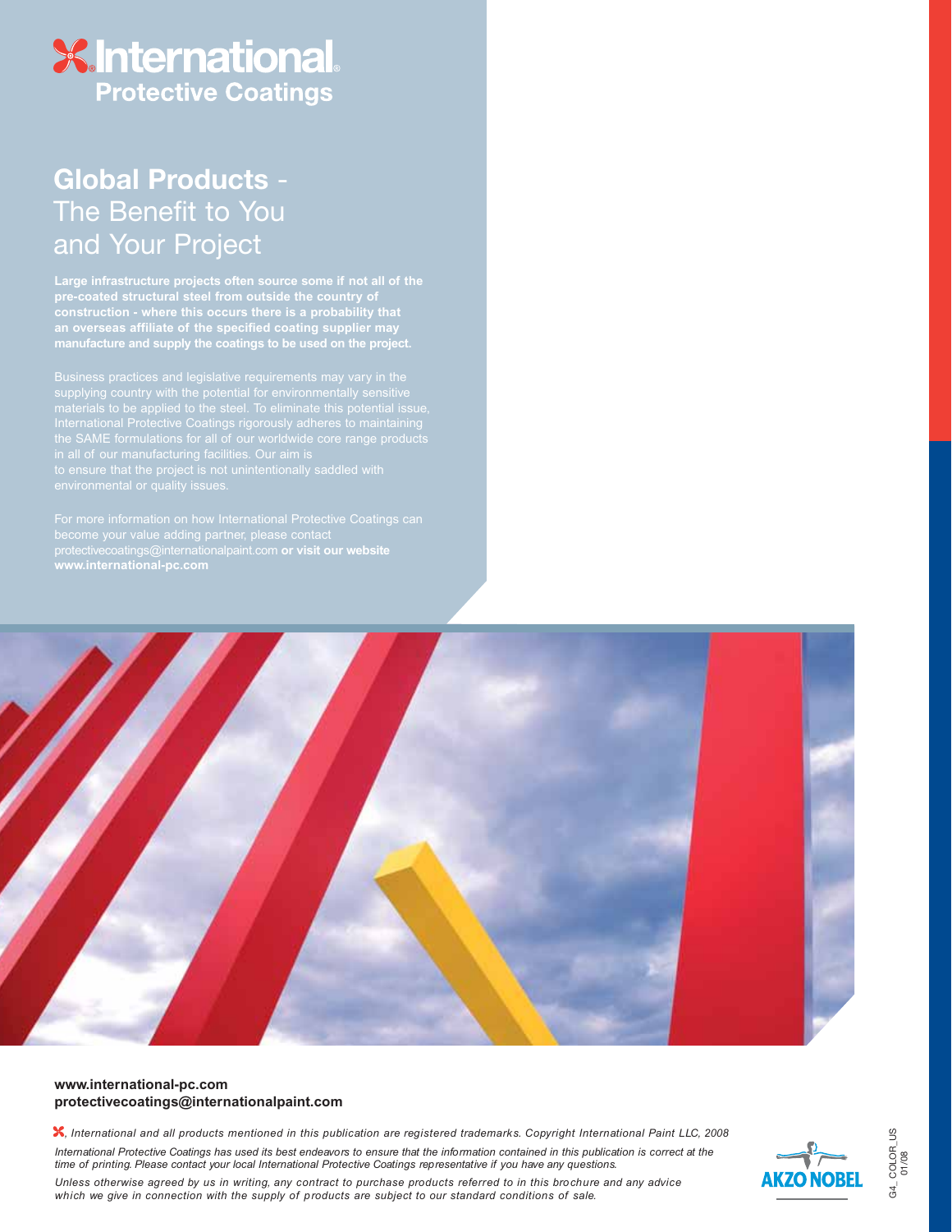# International Protective Coatings

## Global Products - The Benefit to You and Your Project

**Large infrastructure projects often source some if not all of the pre-coated structural steel from outside the country of construction - where this occurs there is a probability that an overseas affiliate of the specified coating supplier may manufacture and supply the coatings to be used on the project.**

Business practices and legislative requirements may vary in the supplying country with the potential for environmentally sensitive materials to be applied to the steel. To eliminate this potential issue, International Protective Coatings rigorously adheres to maintaining the SAME formulations for all of our worldwide core range products in all of our manufacturing facilities. Our aim is to ensure that the project is not unintentionally saddled with environmental or quality issues.

For more information on how International Protective Coatings can become your value adding partner, please contact protectivecoatings@internationalpaint.com **or visit our website www.international-pc.com**

**www.international-pc.com**
**protectivecoatings@internationalpaint.com**

*, International and all products mentioned in this publication are registered trademarks. Copyright International Paint LLC, 2008*

*International Protective Coatings has used its best endeavors to ensure that the information contained in this publication is correct at the time of printing. Please contact your local International Protective Coatings representative if you have any questions.*

*Unless otherwise agreed by us in writing, any contract to purchase products referred to in this brochure and any advice which we give in connection with the supply of products are subject to our standard conditions of sale.*

AKZO NOBEL

G4_COLOR_US 01/08